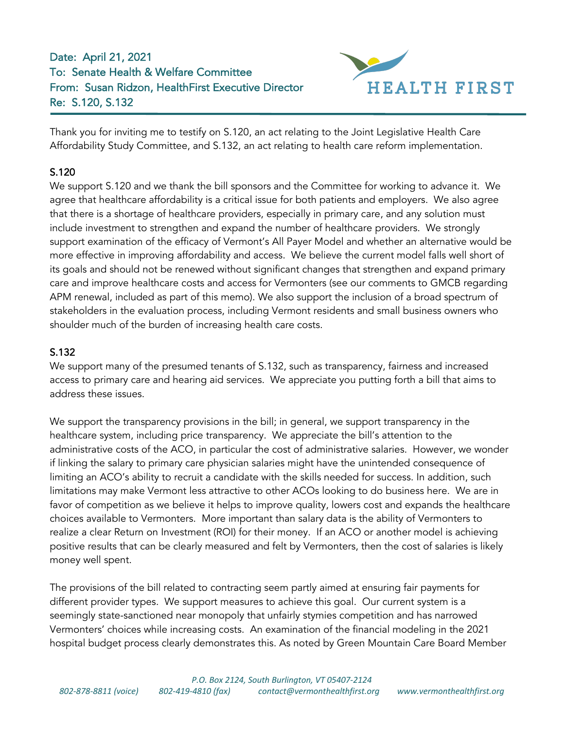Date: April 21, 2021
To: Senate Health & Welfare Committee
From: Susan Ridzon, HealthFirst Executive Director
Re: S.120, S.132

Thank you for inviting me to testify on S.120, an act relating to the Joint Legislative Health Care Affordability Study Committee, and S.132, an act relating to health care reform implementation.

## S.120

We support S.120 and we thank the bill sponsors and the Committee for working to advance it. We agree that healthcare affordability is a critical issue for both patients and employers. We also agree that there is a shortage of healthcare providers, especially in primary care, and any solution must include investment to strengthen and expand the number of healthcare providers. We strongly support examination of the efficacy of Vermont's All Payer Model and whether an alternative would be more effective in improving affordability and access. We believe the current model falls well short of its goals and should not be renewed without significant changes that strengthen and expand primary care and improve healthcare costs and access for Vermonters (see our comments to GMCB regarding APM renewal, included as part of this memo). We also support the inclusion of a broad spectrum of stakeholders in the evaluation process, including Vermont residents and small business owners who shoulder much of the burden of increasing health care costs.

## S.132

We support many of the presumed tenants of S.132, such as transparency, fairness and increased access to primary care and hearing aid services. We appreciate you putting forth a bill that aims to address these issues.

We support the transparency provisions in the bill; in general, we support transparency in the healthcare system, including price transparency. We appreciate the bill's attention to the administrative costs of the ACO, in particular the cost of administrative salaries. However, we wonder if linking the salary to primary care physician salaries might have the unintended consequence of limiting an ACO's ability to recruit a candidate with the skills needed for success. In addition, such limitations may make Vermont less attractive to other ACOs looking to do business here. We are in favor of competition as we believe it helps to improve quality, lowers cost and expands the healthcare choices available to Vermonters. More important than salary data is the ability of Vermonters to realize a clear Return on Investment (ROI) for their money. If an ACO or another model is achieving positive results that can be clearly measured and felt by Vermonters, then the cost of salaries is likely money well spent.

The provisions of the bill related to contracting seem partly aimed at ensuring fair payments for different provider types. We support measures to achieve this goal. Our current system is a seemingly state-sanctioned near monopoly that unfairly stymies competition and has narrowed Vermonters' choices while increasing costs. An examination of the financial modeling in the 2021 hospital budget process clearly demonstrates this. As noted by Green Mountain Care Board Member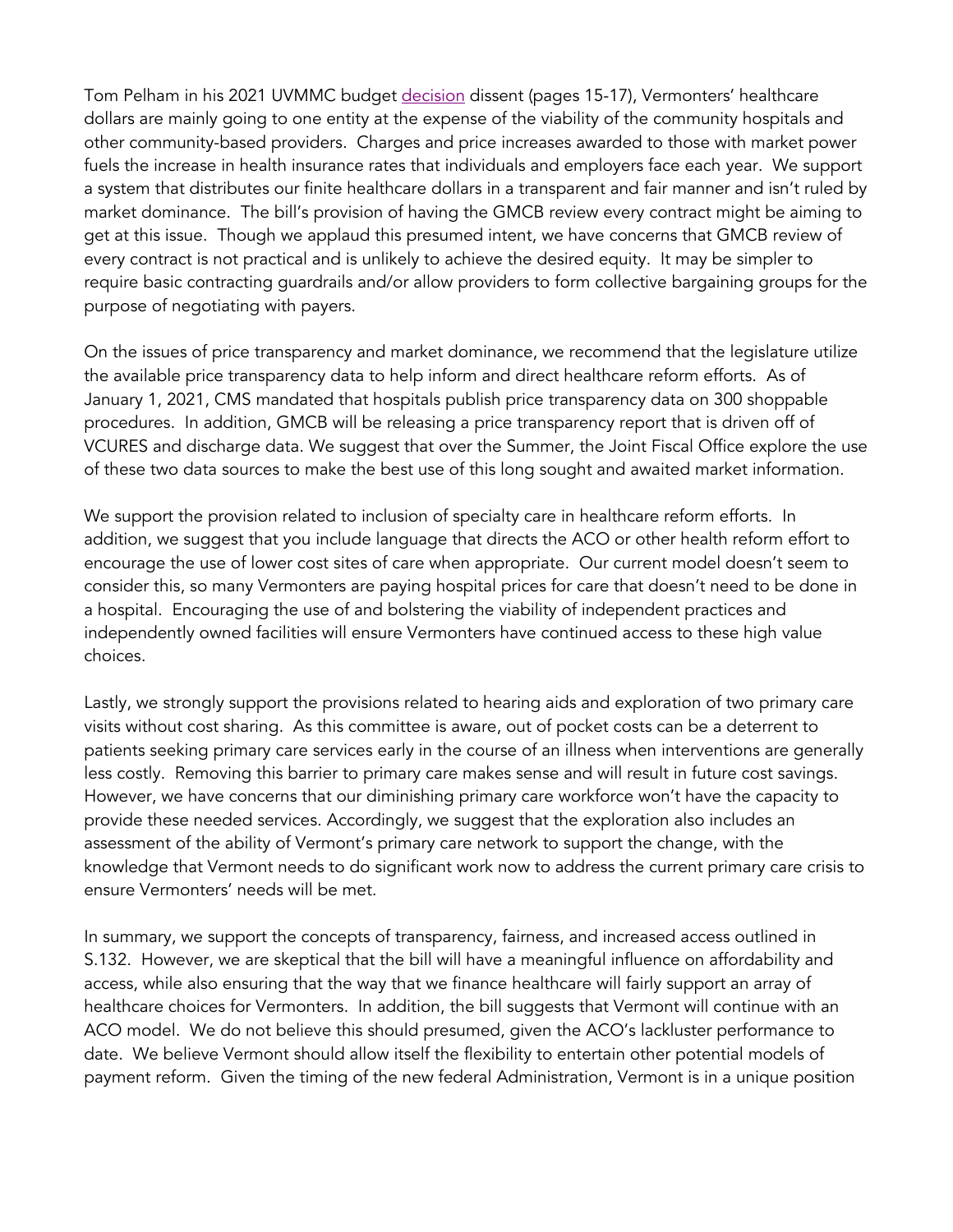Tom Pelham in his 2021 UVMMC budget decision dissent (pages 15-17), Vermonters' healthcare dollars are mainly going to one entity at the expense of the viability of the community hospitals and other community-based providers. Charges and price increases awarded to those with market power fuels the increase in health insurance rates that individuals and employers face each year. We support a system that distributes our finite healthcare dollars in a transparent and fair manner and isn't ruled by market dominance. The bill's provision of having the GMCB review every contract might be aiming to get at this issue. Though we applaud this presumed intent, we have concerns that GMCB review of every contract is not practical and is unlikely to achieve the desired equity. It may be simpler to require basic contracting guardrails and/or allow providers to form collective bargaining groups for the purpose of negotiating with payers.

On the issues of price transparency and market dominance, we recommend that the legislature utilize the available price transparency data to help inform and direct healthcare reform efforts. As of January 1, 2021, CMS mandated that hospitals publish price transparency data on 300 shoppable procedures. In addition, GMCB will be releasing a price transparency report that is driven off of VCURES and discharge data. We suggest that over the Summer, the Joint Fiscal Office explore the use of these two data sources to make the best use of this long sought and awaited market information.

We support the provision related to inclusion of specialty care in healthcare reform efforts. In addition, we suggest that you include language that directs the ACO or other health reform effort to encourage the use of lower cost sites of care when appropriate. Our current model doesn't seem to consider this, so many Vermonters are paying hospital prices for care that doesn't need to be done in a hospital. Encouraging the use of and bolstering the viability of independent practices and independently owned facilities will ensure Vermonters have continued access to these high value choices.

Lastly, we strongly support the provisions related to hearing aids and exploration of two primary care visits without cost sharing. As this committee is aware, out of pocket costs can be a deterrent to patients seeking primary care services early in the course of an illness when interventions are generally less costly. Removing this barrier to primary care makes sense and will result in future cost savings. However, we have concerns that our diminishing primary care workforce won't have the capacity to provide these needed services. Accordingly, we suggest that the exploration also includes an assessment of the ability of Vermont's primary care network to support the change, with the knowledge that Vermont needs to do significant work now to address the current primary care crisis to ensure Vermonters' needs will be met.

In summary, we support the concepts of transparency, fairness, and increased access outlined in S.132. However, we are skeptical that the bill will have a meaningful influence on affordability and access, while also ensuring that the way that we finance healthcare will fairly support an array of healthcare choices for Vermonters. In addition, the bill suggests that Vermont will continue with an ACO model. We do not believe this should presumed, given the ACO's lackluster performance to date. We believe Vermont should allow itself the flexibility to entertain other potential models of payment reform. Given the timing of the new federal Administration, Vermont is in a unique position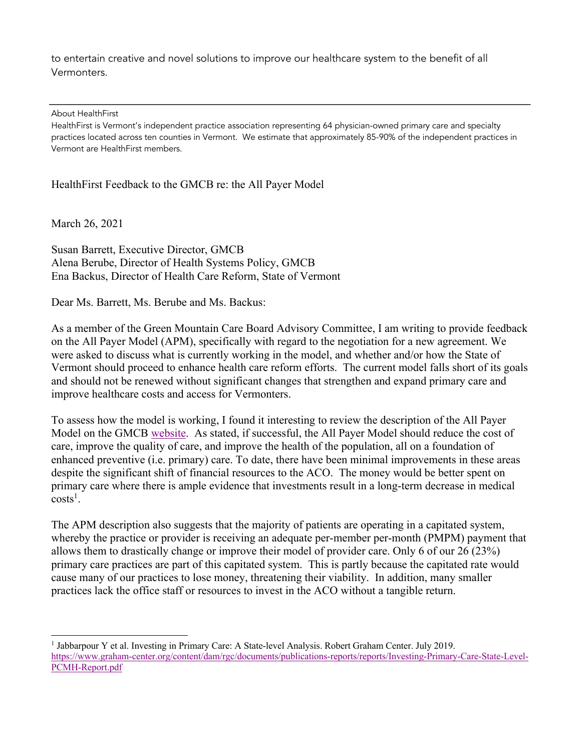to entertain creative and novel solutions to improve our healthcare system to the benefit of all Vermonters.

---

About HealthFirst
HealthFirst is Vermont's independent practice association representing 64 physician-owned primary care and specialty practices located across ten counties in Vermont. We estimate that approximately 85-90% of the independent practices in Vermont are HealthFirst members.

HealthFirst Feedback to the GMCB re: the All Payer Model

March 26, 2021

Susan Barrett, Executive Director, GMCB
Alena Berube, Director of Health Systems Policy, GMCB
Ena Backus, Director of Health Care Reform, State of Vermont

Dear Ms. Barrett, Ms. Berube and Ms. Backus:

As a member of the Green Mountain Care Board Advisory Committee, I am writing to provide feedback on the All Payer Model (APM), specifically with regard to the negotiation for a new agreement. We were asked to discuss what is currently working in the model, and whether and/or how the State of Vermont should proceed to enhance health care reform efforts. The current model falls short of its goals and should not be renewed without significant changes that strengthen and expand primary care and improve healthcare costs and access for Vermonters.

To assess how the model is working, I found it interesting to review the description of the All Payer Model on the GMCB website. As stated, if successful, the All Payer Model should reduce the cost of care, improve the quality of care, and improve the health of the population, all on a foundation of enhanced preventive (i.e. primary) care. To date, there have been minimal improvements in these areas despite the significant shift of financial resources to the ACO. The money would be better spent on primary care where there is ample evidence that investments result in a long-term decrease in medical costs[1].

The APM description also suggests that the majority of patients are operating in a capitated system, whereby the practice or provider is receiving an adequate per-member per-month (PMPM) payment that allows them to drastically change or improve their model of provider care. Only 6 of our 26 (23%) primary care practices are part of this capitated system. This is partly because the capitated rate would cause many of our practices to lose money, threatening their viability. In addition, many smaller practices lack the office staff or resources to invest in the ACO without a tangible return.

---

[1] Jabbarpour Y et al. Investing in Primary Care: A State-level Analysis. Robert Graham Center. July 2019. https://www.graham-center.org/content/dam/rgc/documents/publications-reports/reports/Investing-Primary-Care-State-Level-PCMH-Report.pdf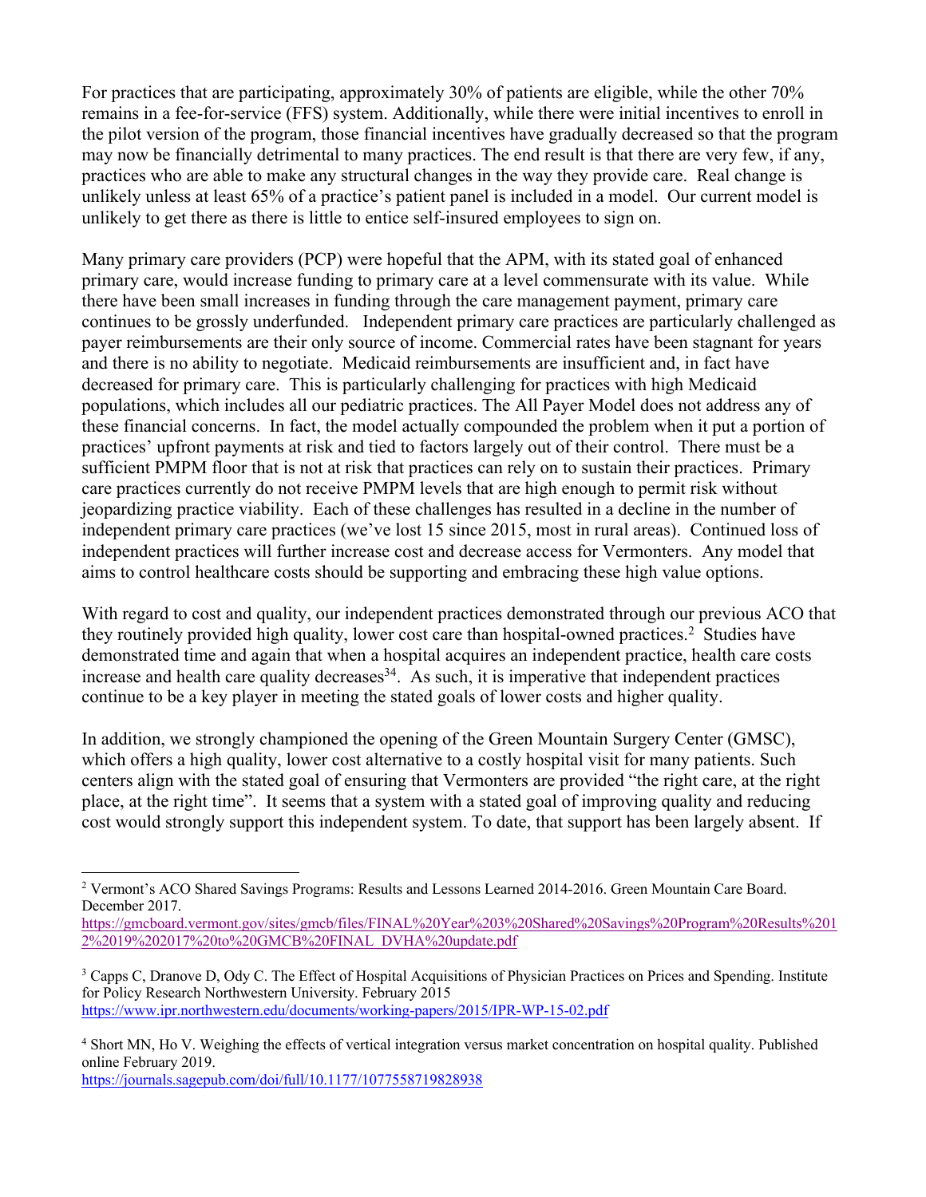For practices that are participating, approximately 30% of patients are eligible, while the other 70% remains in a fee-for-service (FFS) system. Additionally, while there were initial incentives to enroll in the pilot version of the program, those financial incentives have gradually decreased so that the program may now be financially detrimental to many practices. The end result is that there are very few, if any, practices who are able to make any structural changes in the way they provide care. Real change is unlikely unless at least 65% of a practice's patient panel is included in a model. Our current model is unlikely to get there as there is little to entice self-insured employees to sign on.

Many primary care providers (PCP) were hopeful that the APM, with its stated goal of enhanced primary care, would increase funding to primary care at a level commensurate with its value. While there have been small increases in funding through the care management payment, primary care continues to be grossly underfunded. Independent primary care practices are particularly challenged as payer reimbursements are their only source of income. Commercial rates have been stagnant for years and there is no ability to negotiate. Medicaid reimbursements are insufficient and, in fact have decreased for primary care. This is particularly challenging for practices with high Medicaid populations, which includes all our pediatric practices. The All Payer Model does not address any of these financial concerns. In fact, the model actually compounded the problem when it put a portion of practices' upfront payments at risk and tied to factors largely out of their control. There must be a sufficient PMPM floor that is not at risk that practices can rely on to sustain their practices. Primary care practices currently do not receive PMPM levels that are high enough to permit risk without jeopardizing practice viability. Each of these challenges has resulted in a decline in the number of independent primary care practices (we've lost 15 since 2015, most in rural areas). Continued loss of independent practices will further increase cost and decrease access for Vermonters. Any model that aims to control healthcare costs should be supporting and embracing these high value options.

With regard to cost and quality, our independent practices demonstrated through our previous ACO that they routinely provided high quality, lower cost care than hospital-owned practices.[2] Studies have demonstrated time and again that when a hospital acquires an independent practice, health care costs increase and health care quality decreases[3,4]. As such, it is imperative that independent practices continue to be a key player in meeting the stated goals of lower costs and higher quality.

In addition, we strongly championed the opening of the Green Mountain Surgery Center (GMSC), which offers a high quality, lower cost alternative to a costly hospital visit for many patients. Such centers align with the stated goal of ensuring that Vermonters are provided "the right care, at the right place, at the right time". It seems that a system with a stated goal of improving quality and reducing cost would strongly support this independent system. To date, that support has been largely absent. If

---

[2] Vermont's ACO Shared Savings Programs: Results and Lessons Learned 2014-2016. Green Mountain Care Board. December 2017.
https://gmcboard.vermont.gov/sites/gmcb/files/FINAL%20Year%203%20Shared%20Savings%20Program%20Results%2012%2019%202017%20to%20GMCB%20FINAL_DVHA%20update.pdf

[3] Capps C, Dranove D, Ody C. The Effect of Hospital Acquisitions of Physician Practices on Prices and Spending. Institute for Policy Research Northwestern University. February 2015
https://www.ipr.northwestern.edu/documents/working-papers/2015/IPR-WP-15-02.pdf

[4] Short MN, Ho V. Weighing the effects of vertical integration versus market concentration on hospital quality. Published online February 2019.
https://journals.sagepub.com/doi/full/10.1177/1077558719828938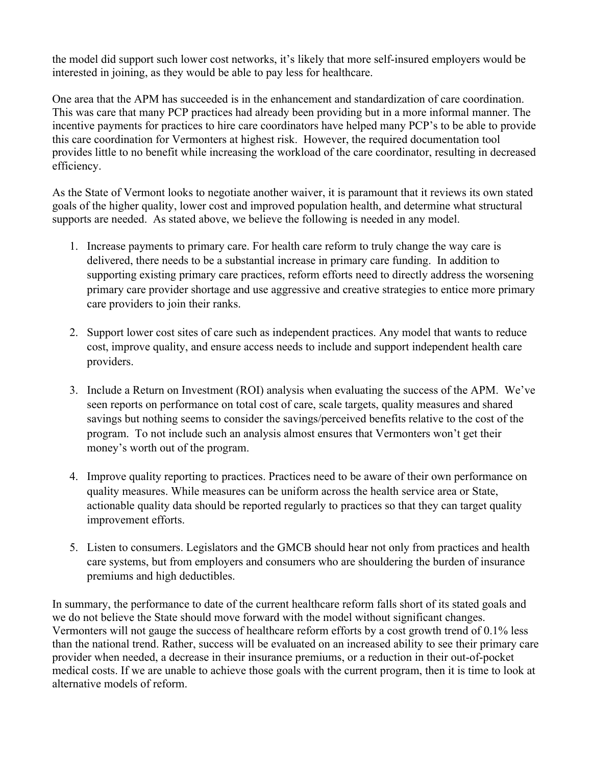the model did support such lower cost networks, it's likely that more self-insured employers would be interested in joining, as they would be able to pay less for healthcare.

One area that the APM has succeeded is in the enhancement and standardization of care coordination. This was care that many PCP practices had already been providing but in a more informal manner. The incentive payments for practices to hire care coordinators have helped many PCP's to be able to provide this care coordination for Vermonters at highest risk. However, the required documentation tool provides little to no benefit while increasing the workload of the care coordinator, resulting in decreased efficiency.

As the State of Vermont looks to negotiate another waiver, it is paramount that it reviews its own stated goals of the higher quality, lower cost and improved population health, and determine what structural supports are needed. As stated above, we believe the following is needed in any model.

1. Increase payments to primary care. For health care reform to truly change the way care is delivered, there needs to be a substantial increase in primary care funding. In addition to supporting existing primary care practices, reform efforts need to directly address the worsening primary care provider shortage and use aggressive and creative strategies to entice more primary care providers to join their ranks.

2. Support lower cost sites of care such as independent practices. Any model that wants to reduce cost, improve quality, and ensure access needs to include and support independent health care providers.

3. Include a Return on Investment (ROI) analysis when evaluating the success of the APM. We've seen reports on performance on total cost of care, scale targets, quality measures and shared savings but nothing seems to consider the savings/perceived benefits relative to the cost of the program. To not include such an analysis almost ensures that Vermonters won't get their money's worth out of the program.

4. Improve quality reporting to practices. Practices need to be aware of their own performance on quality measures. While measures can be uniform across the health service area or State, actionable quality data should be reported regularly to practices so that they can target quality improvement efforts.

5. Listen to consumers. Legislators and the GMCB should hear not only from practices and health care systems, but from employers and consumers who are shouldering the burden of insurance premiums and high deductibles.

In summary, the performance to date of the current healthcare reform falls short of its stated goals and we do not believe the State should move forward with the model without significant changes. Vermonters will not gauge the success of healthcare reform efforts by a cost growth trend of 0.1% less than the national trend. Rather, success will be evaluated on an increased ability to see their primary care provider when needed, a decrease in their insurance premiums, or a reduction in their out-of-pocket medical costs. If we are unable to achieve those goals with the current program, then it is time to look at alternative models of reform.